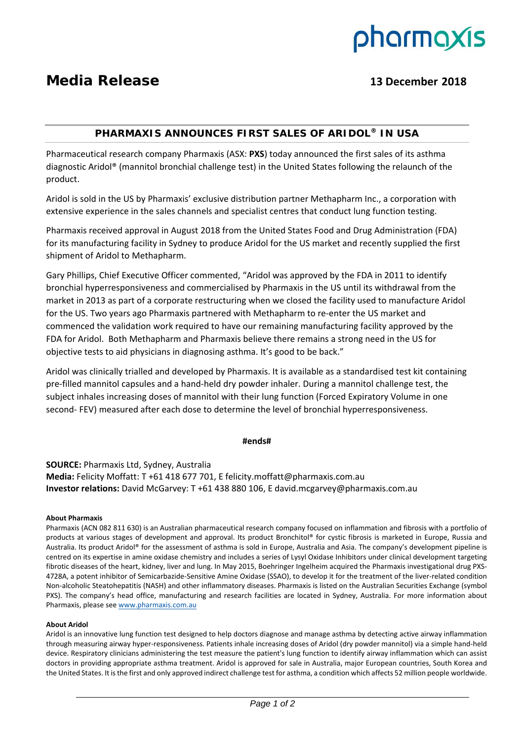pharmaxis

# Media Release

**13 December 2018**

## PHARMAXIS ANNOUNCES FIRST SALES OF ARIDOL® IN USA

Pharmaceutical research company Pharmaxis (ASX: **PXS**) today announced the first sales of its asthma diagnostic Aridol® (mannitol bronchial challenge test) in the United States following the relaunch of the product.

Aridol is sold in the US by Pharmaxis' exclusive distribution partner Methapharm Inc., a corporation with extensive experience in the sales channels and specialist centres that conduct lung function testing.

Pharmaxis received approval in August 2018 from the United States Food and Drug Administration (FDA) for its manufacturing facility in Sydney to produce Aridol for the US market and recently supplied the first shipment of Aridol to Methapharm.

Gary Phillips, Chief Executive Officer commented, "Aridol was approved by the FDA in 2011 to identify bronchial hyperresponsiveness and commercialised by Pharmaxis in the US until its withdrawal from the market in 2013 as part of a corporate restructuring when we closed the facility used to manufacture Aridol for the US. Two years ago Pharmaxis partnered with Methapharm to re-enter the US market and commenced the validation work required to have our remaining manufacturing facility approved by the FDA for Aridol. Both Methapharm and Pharmaxis believe there remains a strong need in the US for objective tests to aid physicians in diagnosing asthma. It's good to be back."

Aridol was clinically trialled and developed by Pharmaxis. It is available as a standardised test kit containing pre-filled mannitol capsules and a hand-held dry powder inhaler. During a mannitol challenge test, the subject inhales increasing doses of mannitol with their lung function (Forced Expiratory Volume in one second- FEV) measured after each dose to determine the level of bronchial hyperresponsiveness.

**#ends#**

**SOURCE:** Pharmaxis Ltd, Sydney, Australia
**Media:** Felicity Moffatt: T +61 418 677 701, E felicity.moffatt@pharmaxis.com.au
**Investor relations:** David McGarvey: T +61 438 880 106, E david.mcgarvey@pharmaxis.com.au

**About Pharmaxis**

Pharmaxis (ACN 082 811 630) is an Australian pharmaceutical research company focused on inflammation and fibrosis with a portfolio of products at various stages of development and approval. Its product Bronchitol® for cystic fibrosis is marketed in Europe, Russia and Australia. Its product Aridol® for the assessment of asthma is sold in Europe, Australia and Asia. The company's development pipeline is centred on its expertise in amine oxidase chemistry and includes a series of Lysyl Oxidase Inhibitors under clinical development targeting fibrotic diseases of the heart, kidney, liver and lung. In May 2015, Boehringer Ingelheim acquired the Pharmaxis investigational drug PXS-4728A, a potent inhibitor of Semicarbazide-Sensitive Amine Oxidase (SSAO), to develop it for the treatment of the liver-related condition Non-alcoholic Steatohepatitis (NASH) and other inflammatory diseases. Pharmaxis is listed on the Australian Securities Exchange (symbol PXS). The company's head office, manufacturing and research facilities are located in Sydney, Australia. For more information about Pharmaxis, please see www.pharmaxis.com.au

**About Aridol**

Aridol is an innovative lung function test designed to help doctors diagnose and manage asthma by detecting active airway inflammation through measuring airway hyper-responsiveness. Patients inhale increasing doses of Aridol (dry powder mannitol) via a simple hand-held device. Respiratory clinicians administering the test measure the patient's lung function to identify airway inflammation which can assist doctors in providing appropriate asthma treatment. Aridol is approved for sale in Australia, major European countries, South Korea and the United States. It is the first and only approved indirect challenge test for asthma, a condition which affects 52 million people worldwide.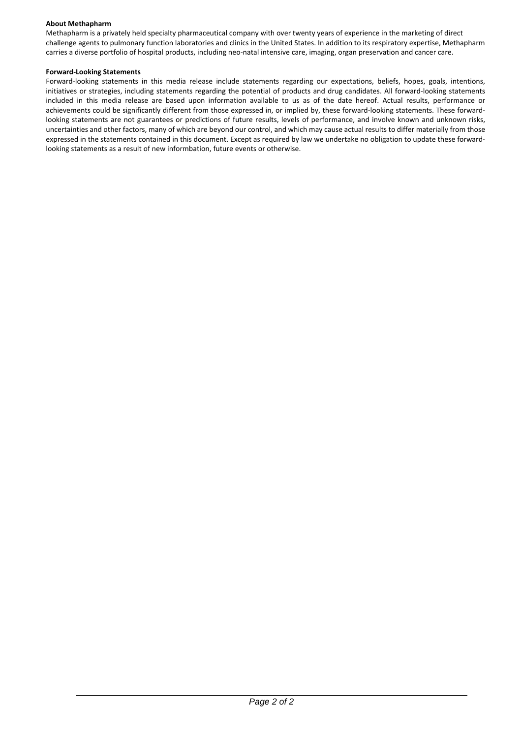**About Methapharm**

Methapharm is a privately held specialty pharmaceutical company with over twenty years of experience in the marketing of direct challenge agents to pulmonary function laboratories and clinics in the United States. In addition to its respiratory expertise, Methapharm carries a diverse portfolio of hospital products, including neo-natal intensive care, imaging, organ preservation and cancer care.

**Forward-Looking Statements**

Forward-looking statements in this media release include statements regarding our expectations, beliefs, hopes, goals, intentions, initiatives or strategies, including statements regarding the potential of products and drug candidates. All forward-looking statements included in this media release are based upon information available to us as of the date hereof. Actual results, performance or achievements could be significantly different from those expressed in, or implied by, these forward-looking statements. These forward-looking statements are not guarantees or predictions of future results, levels of performance, and involve known and unknown risks, uncertainties and other factors, many of which are beyond our control, and which may cause actual results to differ materially from those expressed in the statements contained in this document. Except as required by law we undertake no obligation to update these forward-looking statements as a result of new informbation, future events or otherwise.